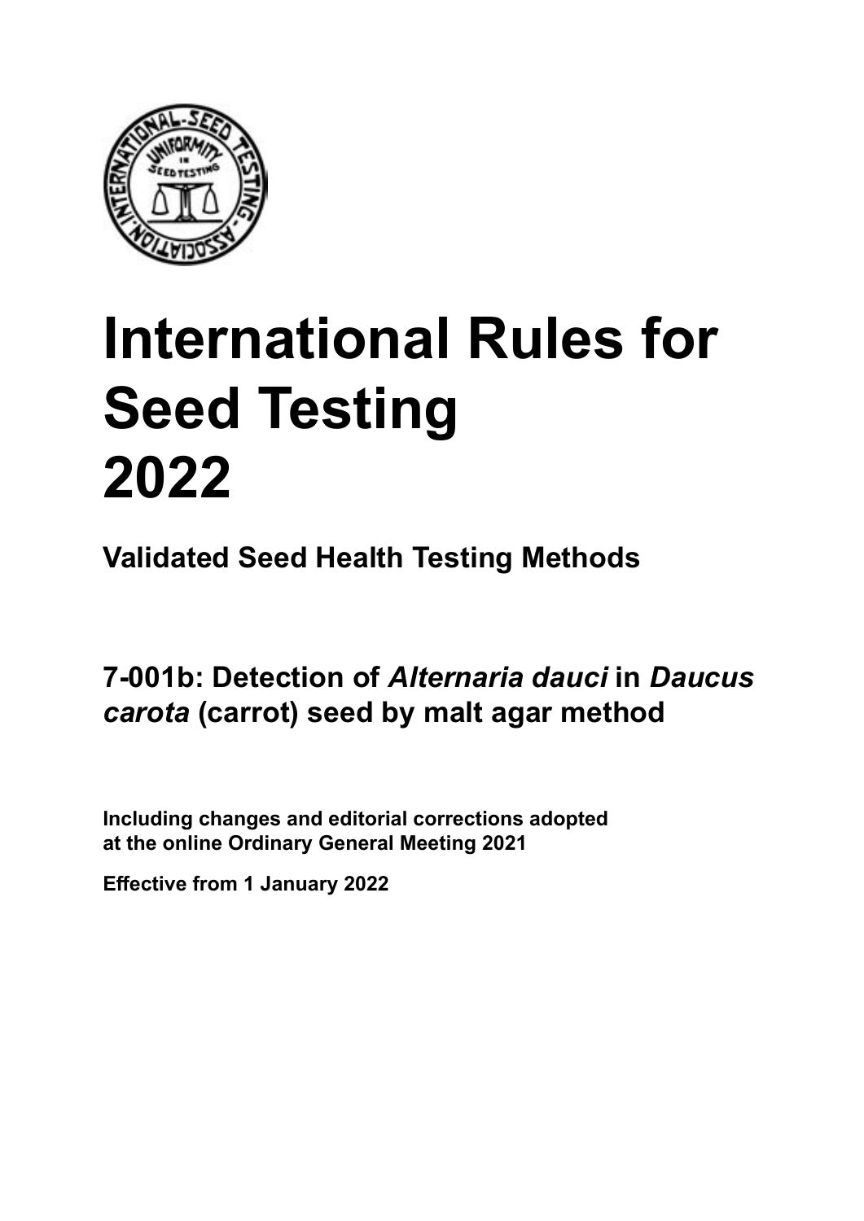# International Rules for Seed Testing 2022

**Validated Seed Health Testing Methods**

## 7-001b: Detection of *Alternaria dauci* in *Daucus carota* (carrot) seed by malt agar method

**Including changes and editorial corrections adopted at the online Ordinary General Meeting 2021**

**Effective from 1 January 2022**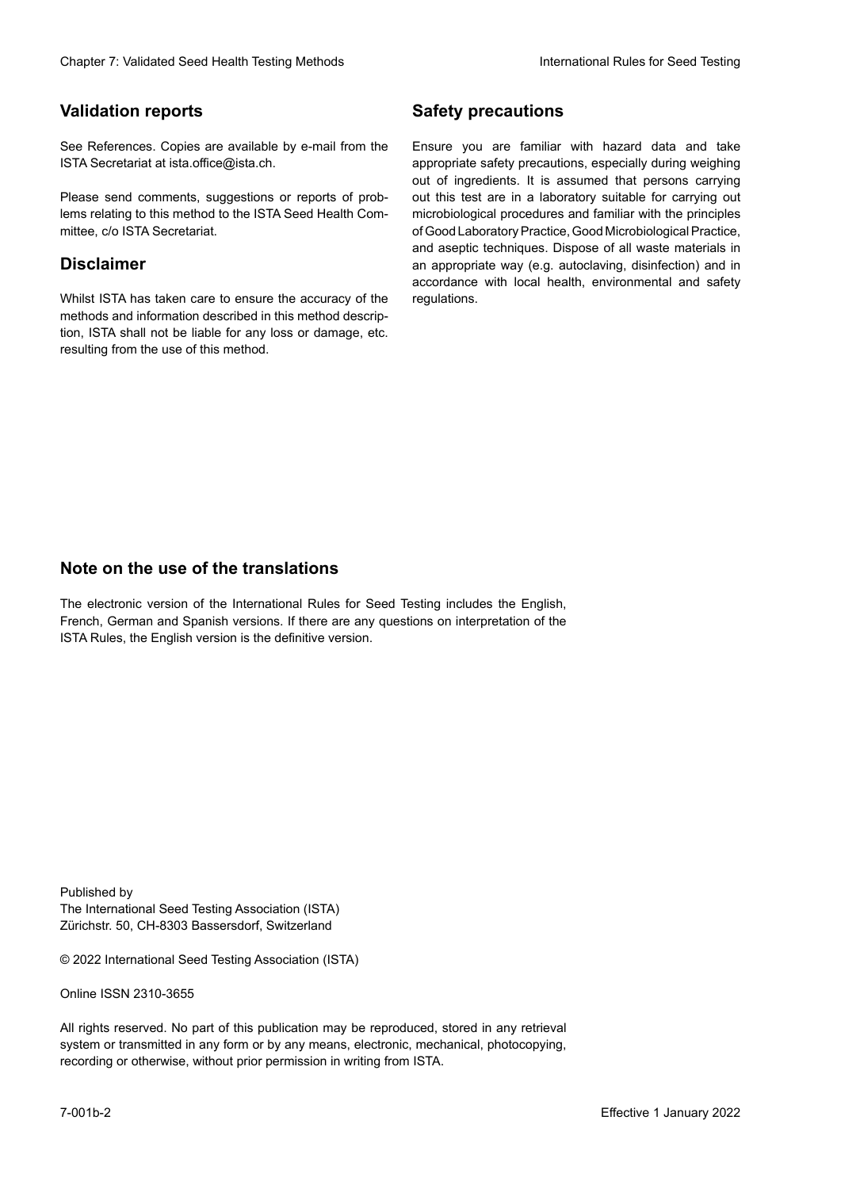## Validation reports

See References. Copies are available by e-mail from the ISTA Secretariat at ista.office@ista.ch.

Please send comments, suggestions or reports of problems relating to this method to the ISTA Seed Health Committee, c/o ISTA Secretariat.

## Disclaimer

Whilst ISTA has taken care to ensure the accuracy of the methods and information described in this method description, ISTA shall not be liable for any loss or damage, etc. resulting from the use of this method.

## Safety precautions

Ensure you are familiar with hazard data and take appropriate safety precautions, especially during weighing out of ingredients. It is assumed that persons carrying out this test are in a laboratory suitable for carrying out microbiological procedures and familiar with the principles of Good Laboratory Practice, Good Microbiological Practice, and aseptic techniques. Dispose of all waste materials in an appropriate way (e.g. autoclaving, disinfection) and in accordance with local health, environmental and safety regulations.

## Note on the use of the translations

The electronic version of the International Rules for Seed Testing includes the English, French, German and Spanish versions. If there are any questions on interpretation of the ISTA Rules, the English version is the definitive version.

Published by
The International Seed Testing Association (ISTA)
Zürichstr. 50, CH-8303 Bassersdorf, Switzerland

© 2022 International Seed Testing Association (ISTA)

Online ISSN 2310-3655

All rights reserved. No part of this publication may be reproduced, stored in any retrieval system or transmitted in any form or by any means, electronic, mechanical, photocopying, recording or otherwise, without prior permission in writing from ISTA.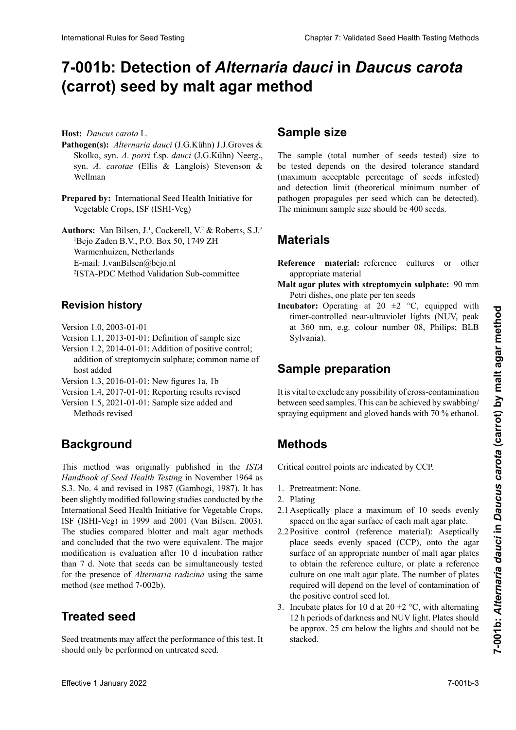# 7-001b: Detection of *Alternaria dauci* in *Daucus carota* (carrot) seed by malt agar method

**Host:** *Daucus carota* L.

**Pathogen(s):** *Alternaria dauci* (J.G.Kühn) J.J.Groves & Skolko, syn. *A. porri* f.sp. *dauci* (J.G.Kühn) Neerg., syn. *A. carotae* (Ellis & Langlois) Stevenson & Wellman

**Prepared by:** International Seed Health Initiative for Vegetable Crops, ISF (ISHI-Veg)

**Authors:** Van Bilsen, J.[1], Cockerell, V.[2] & Roberts, S.J.[2]
[1]Bejo Zaden B.V., P.O. Box 50, 1749 ZH Warmenhuizen, Netherlands
E-mail: J.vanBilsen@bejo.nl
[2]ISTA-PDC Method Validation Sub-committee

## Revision history

Version 1.0, 2003-01-01
Version 1.1, 2013-01-01: Definition of sample size
Version 1.2, 2014-01-01: Addition of positive control; addition of streptomycin sulphate; common name of host added
Version 1.3, 2016-01-01: New figures 1a, 1b
Version 1.4, 2017-01-01: Reporting results revised
Version 1.5, 2021-01-01: Sample size added and Methods revised

## Background

This method was originally published in the *ISTA Handbook of Seed Health Testing* in November 1964 as S.3. No. 4 and revised in 1987 (Gambogi, 1987). It has been slightly modified following studies conducted by the International Seed Health Initiative for Vegetable Crops, ISF (ISHI-Veg) in 1999 and 2001 (Van Bilsen. 2003). The studies compared blotter and malt agar methods and concluded that the two were equivalent. The major modification is evaluation after 10 d incubation rather than 7 d. Note that seeds can be simultaneously tested for the presence of *Alternaria radicina* using the same method (see method 7-002b).

## Treated seed

Seed treatments may affect the performance of this test. It should only be performed on untreated seed.

## Sample size

The sample (total number of seeds tested) size to be tested depends on the desired tolerance standard (maximum acceptable percentage of seeds infested) and detection limit (theoretical minimum number of pathogen propagules per seed which can be detected). The minimum sample size should be 400 seeds.

## Materials

**Reference material:** reference cultures or other appropriate material

**Malt agar plates with streptomycin sulphate:** 90 mm Petri dishes, one plate per ten seeds

**Incubator:** Operating at 20 ±2 °C, equipped with timer-controlled near-ultraviolet lights (NUV, peak at 360 nm, e.g. colour number 08, Philips; BLB Sylvania).

## Sample preparation

It is vital to exclude any possibility of cross-contamination between seed samples. This can be achieved by swabbing/spraying equipment and gloved hands with 70 % ethanol.

## Methods

Critical control points are indicated by CCP.

1. Pretreatment: None.
2. Plating

2.1 Aseptically place a maximum of 10 seeds evenly spaced on the agar surface of each malt agar plate.

2.2 Positive control (reference material): Aseptically place seeds evenly spaced (CCP), onto the agar surface of an appropriate number of malt agar plates to obtain the reference culture, or plate a reference culture on one malt agar plate. The number of plates required will depend on the level of contamination of the positive control seed lot.

3. Incubate plates for 10 d at 20 ±2 °C, with alternating 12 h periods of darkness and NUV light. Plates should be approx. 25 cm below the lights and should not be stacked.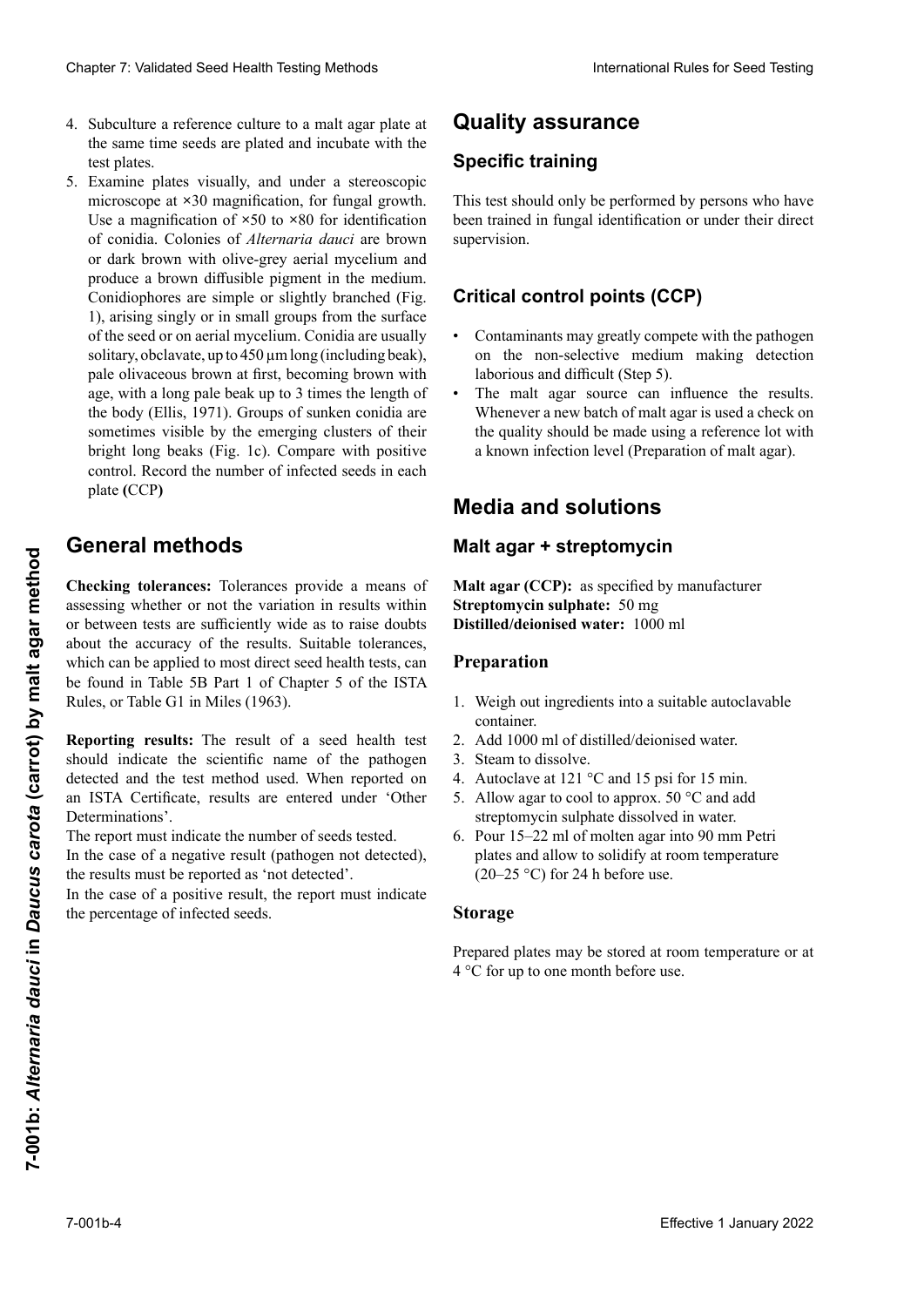4. Subculture a reference culture to a malt agar plate at the same time seeds are plated and incubate with the test plates.
5. Examine plates visually, and under a stereoscopic microscope at ×30 magnification, for fungal growth. Use a magnification of ×50 to ×80 for identification of conidia. Colonies of *Alternaria dauci* are brown or dark brown with olive-grey aerial mycelium and produce a brown diffusible pigment in the medium. Conidiophores are simple or slightly branched (Fig. 1), arising singly or in small groups from the surface of the seed or on aerial mycelium. Conidia are usually solitary, obclavate, up to 450 µm long (including beak), pale olivaceous brown at first, becoming brown with age, with a long pale beak up to 3 times the length of the body (Ellis, 1971). Groups of sunken conidia are sometimes visible by the emerging clusters of their bright long beaks (Fig. 1c). Compare with positive control. Record the number of infected seeds in each plate **(**CCP**)**

# General methods

**Checking tolerances:** Tolerances provide a means of assessing whether or not the variation in results within or between tests are sufficiently wide as to raise doubts about the accuracy of the results. Suitable tolerances, which can be applied to most direct seed health tests, can be found in Table 5B Part 1 of Chapter 5 of the ISTA Rules, or Table G1 in Miles (1963).

**Reporting results:** The result of a seed health test should indicate the scientific name of the pathogen detected and the test method used. When reported on an ISTA Certificate, results are entered under 'Other Determinations'.

The report must indicate the number of seeds tested.

In the case of a negative result (pathogen not detected), the results must be reported as 'not detected'.

In the case of a positive result, the report must indicate the percentage of infected seeds.

# Quality assurance

## Specific training

This test should only be performed by persons who have been trained in fungal identification or under their direct supervision.

## Critical control points (CCP)

- Contaminants may greatly compete with the pathogen on the non-selective medium making detection laborious and difficult (Step 5).
- The malt agar source can influence the results. Whenever a new batch of malt agar is used a check on the quality should be made using a reference lot with a known infection level (Preparation of malt agar).

# Media and solutions

## Malt agar + streptomycin

**Malt agar (CCP):** as specified by manufacturer
**Streptomycin sulphate:** 50 mg
**Distilled/deionised water:** 1000 ml

### Preparation

1. Weigh out ingredients into a suitable autoclavable container.
2. Add 1000 ml of distilled/deionised water.
3. Steam to dissolve.
4. Autoclave at 121 °C and 15 psi for 15 min.
5. Allow agar to cool to approx. 50 °C and add streptomycin sulphate dissolved in water.
6. Pour 15–22 ml of molten agar into 90 mm Petri plates and allow to solidify at room temperature (20–25 °C) for 24 h before use.

### Storage

Prepared plates may be stored at room temperature or at 4 °C for up to one month before use.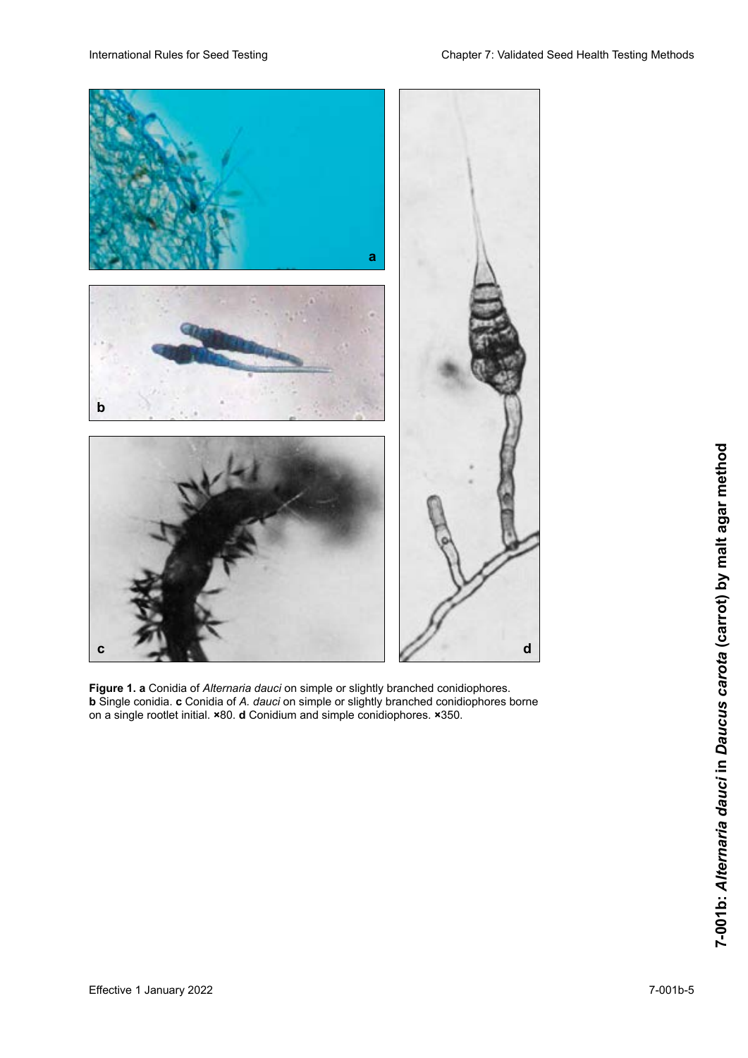**Figure 1. a** Conidia of *Alternaria dauci* on simple or slightly branched conidiophores. **b** Single conidia. **c** Conidia of *A. dauci* on simple or slightly branched conidiophores borne on a single rootlet initial. ×80. **d** Conidium and simple conidiophores. ×350.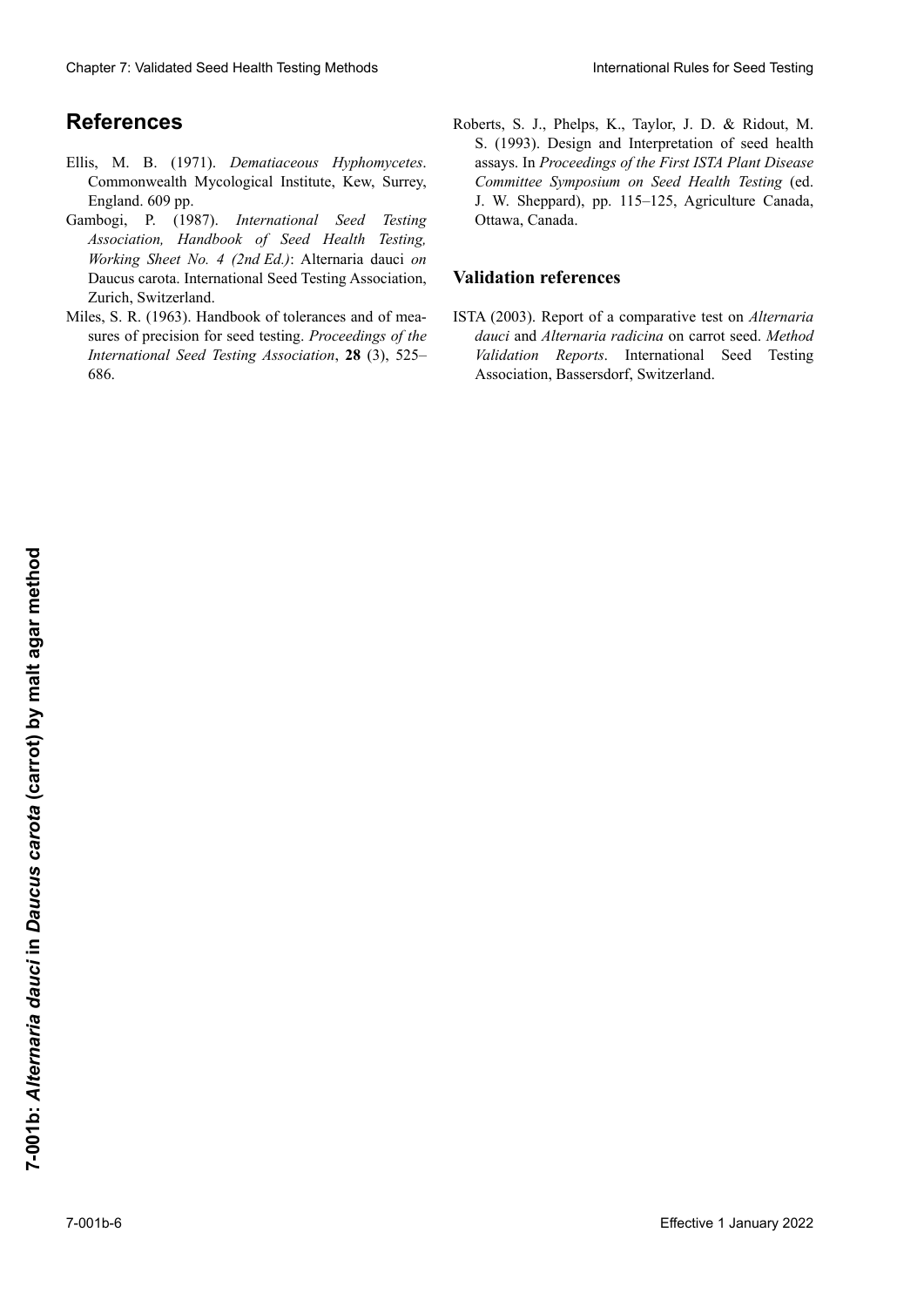# References

Ellis, M. B. (1971). *Dematiaceous Hyphomycetes*. Commonwealth Mycological Institute, Kew, Surrey, England. 609 pp.

Gambogi, P. (1987). *International Seed Testing Association, Handbook of Seed Health Testing, Working Sheet No. 4 (2nd Ed.)*: Alternaria dauci *on* Daucus carota. International Seed Testing Association, Zurich, Switzerland.

Miles, S. R. (1963). Handbook of tolerances and of measures of precision for seed testing. *Proceedings of the International Seed Testing Association*, **28** (3), 525–686.

Roberts, S. J., Phelps, K., Taylor, J. D. & Ridout, M. S. (1993). Design and Interpretation of seed health assays. In *Proceedings of the First ISTA Plant Disease Committee Symposium on Seed Health Testing* (ed. J. W. Sheppard), pp. 115–125, Agriculture Canada, Ottawa, Canada.

## Validation references

ISTA (2003). Report of a comparative test on *Alternaria dauci* and *Alternaria radicina* on carrot seed. *Method Validation Reports*. International Seed Testing Association, Bassersdorf, Switzerland.